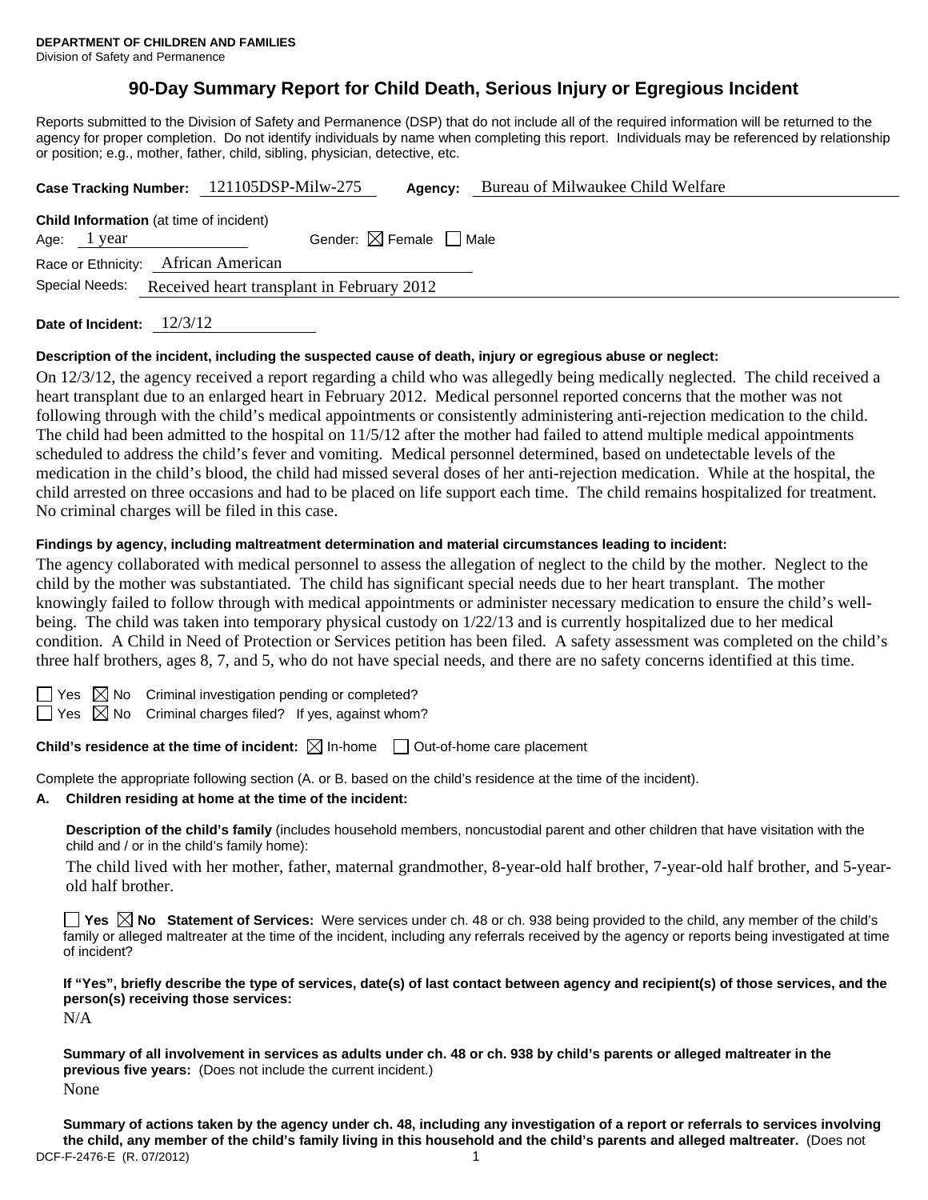**DEPARTMENT OF CHILDREN AND FAMILIES**
Division of Safety and Permanence

# 90-Day Summary Report for Child Death, Serious Injury or Egregious Incident

Reports submitted to the Division of Safety and Permanence (DSP) that do not include all of the required information will be returned to the agency for proper completion. Do not identify individuals by name when completing this report. Individuals may be referenced by relationship or position; e.g., mother, father, child, sibling, physician, detective, etc.

**Case Tracking Number:** 121105DSP-Milw-275 **Agency:** Bureau of Milwaukee Child Welfare

**Child Information** (at time of incident)
Age: 1 year Gender: ☒ Female ☐ Male
Race or Ethnicity: African American
Special Needs: Received heart transplant in February 2012

**Date of Incident:** 12/3/12

**Description of the incident, including the suspected cause of death, injury or egregious abuse or neglect:**

On 12/3/12, the agency received a report regarding a child who was allegedly being medically neglected. The child received a heart transplant due to an enlarged heart in February 2012. Medical personnel reported concerns that the mother was not following through with the child's medical appointments or consistently administering anti-rejection medication to the child. The child had been admitted to the hospital on 11/5/12 after the mother had failed to attend multiple medical appointments scheduled to address the child's fever and vomiting. Medical personnel determined, based on undetectable levels of the medication in the child's blood, the child had missed several doses of her anti-rejection medication. While at the hospital, the child arrested on three occasions and had to be placed on life support each time. The child remains hospitalized for treatment. No criminal charges will be filed in this case.

**Findings by agency, including maltreatment determination and material circumstances leading to incident:**

The agency collaborated with medical personnel to assess the allegation of neglect to the child by the mother. Neglect to the child by the mother was substantiated. The child has significant special needs due to her heart transplant. The mother knowingly failed to follow through with medical appointments or administer necessary medication to ensure the child's well-being. The child was taken into temporary physical custody on 1/22/13 and is currently hospitalized due to her medical condition. A Child in Need of Protection or Services petition has been filed. A safety assessment was completed on the child's three half brothers, ages 8, 7, and 5, who do not have special needs, and there are no safety concerns identified at this time.

☐ Yes ☒ No Criminal investigation pending or completed?
☐ Yes ☒ No Criminal charges filed? If yes, against whom?

**Child's residence at the time of incident:** ☒ In-home ☐ Out-of-home care placement

Complete the appropriate following section (A. or B. based on the child's residence at the time of the incident).

**A. Children residing at home at the time of the incident:**

**Description of the child's family** (includes household members, noncustodial parent and other children that have visitation with the child and / or in the child's family home):

The child lived with her mother, father, maternal grandmother, 8-year-old half brother, 7-year-old half brother, and 5-year-old half brother.

☐ **Yes** ☒ **No Statement of Services:** Were services under ch. 48 or ch. 938 being provided to the child, any member of the child's family or alleged maltreater at the time of the incident, including any referrals received by the agency or reports being investigated at time of incident?

**If "Yes", briefly describe the type of services, date(s) of last contact between agency and recipient(s) of those services, and the person(s) receiving those services:**

N/A

**Summary of all involvement in services as adults under ch. 48 or ch. 938 by child's parents or alleged maltreater in the previous five years:** (Does not include the current incident.)

None

**Summary of actions taken by the agency under ch. 48, including any investigation of a report or referrals to services involving the child, any member of the child's family living in this household and the child's parents and alleged maltreater.** (Does not

DCF-F-2476-E (R. 07/2012)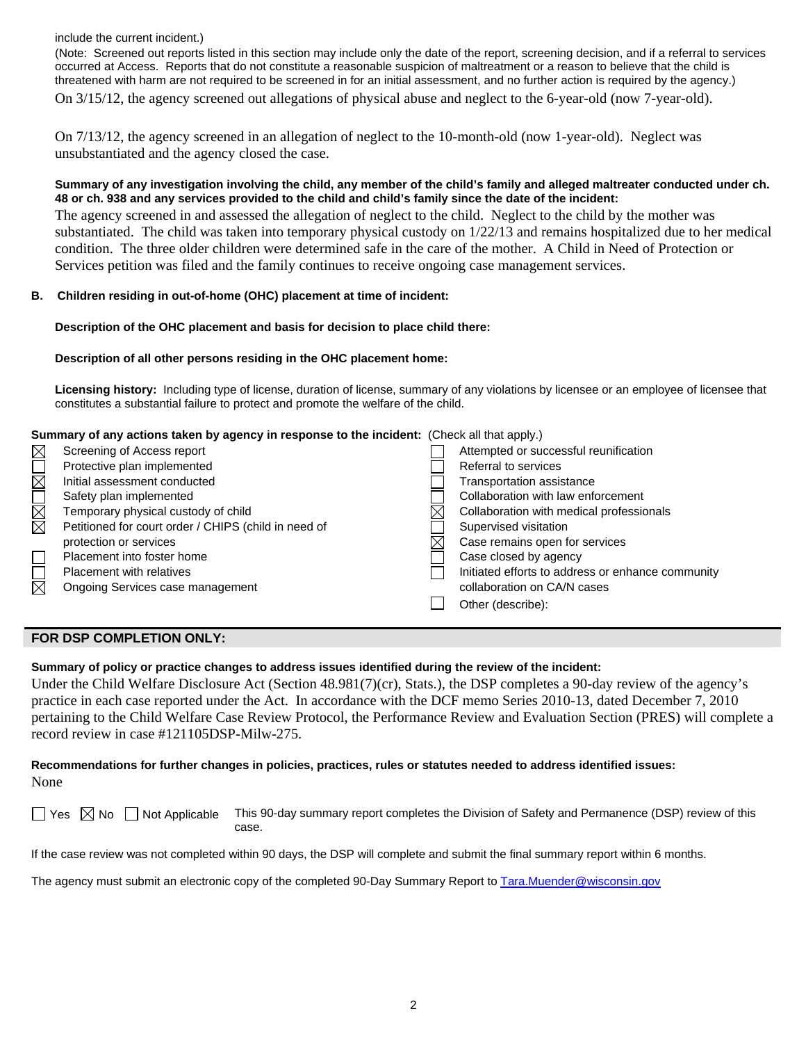include the current incident.)

(Note: Screened out reports listed in this section may include only the date of the report, screening decision, and if a referral to services occurred at Access. Reports that do not constitute a reasonable suspicion of maltreatment or a reason to believe that the child is threatened with harm are not required to be screened in for an initial assessment, and no further action is required by the agency.)

On 3/15/12, the agency screened out allegations of physical abuse and neglect to the 6-year-old (now 7-year-old).

On 7/13/12, the agency screened in an allegation of neglect to the 10-month-old (now 1-year-old). Neglect was unsubstantiated and the agency closed the case.

**Summary of any investigation involving the child, any member of the child's family and alleged maltreater conducted under ch. 48 or ch. 938 and any services provided to the child and child's family since the date of the incident:**

The agency screened in and assessed the allegation of neglect to the child. Neglect to the child by the mother was substantiated. The child was taken into temporary physical custody on 1/22/13 and remains hospitalized due to her medical condition. The three older children were determined safe in the care of the mother. A Child in Need of Protection or Services petition was filed and the family continues to receive ongoing case management services.

**B. Children residing in out-of-home (OHC) placement at time of incident:**

**Description of the OHC placement and basis for decision to place child there:**

**Description of all other persons residing in the OHC placement home:**

**Licensing history:** Including type of license, duration of license, summary of any violations by licensee or an employee of licensee that constitutes a substantial failure to protect and promote the welfare of the child.

**Summary of any actions taken by agency in response to the incident:** (Check all that apply.)

- ☒ Screening of Access report
- ☐ Protective plan implemented
- ☒ Initial assessment conducted
- ☐ Safety plan implemented
- ☒ Temporary physical custody of child
- ☒ Petitioned for court order / CHIPS (child in need of protection or services
- ☐ Placement into foster home
- ☐ Placement with relatives
- ☒ Ongoing Services case management
- ☐ Attempted or successful reunification
- ☐ Referral to services
- ☐ Transportation assistance
- ☐ Collaboration with law enforcement
- ☒ Collaboration with medical professionals
- ☐ Supervised visitation
- ☒ Case remains open for services
- ☐ Case closed by agency
- ☐ Initiated efforts to address or enhance community collaboration on CA/N cases
- ☐ Other (describe):

## FOR DSP COMPLETION ONLY:

**Summary of policy or practice changes to address issues identified during the review of the incident:**

Under the Child Welfare Disclosure Act (Section 48.981(7)(cr), Stats.), the DSP completes a 90-day review of the agency's practice in each case reported under the Act. In accordance with the DCF memo Series 2010-13, dated December 7, 2010 pertaining to the Child Welfare Case Review Protocol, the Performance Review and Evaluation Section (PRES) will complete a record review in case #121105DSP-Milw-275.

**Recommendations for further changes in policies, practices, rules or statutes needed to address identified issues:**

None

☐ Yes ☒ No ☐ Not Applicable — This 90-day summary report completes the Division of Safety and Permanence (DSP) review of this case.

If the case review was not completed within 90 days, the DSP will complete and submit the final summary report within 6 months.

The agency must submit an electronic copy of the completed 90-Day Summary Report to Tara.Muender@wisconsin.gov